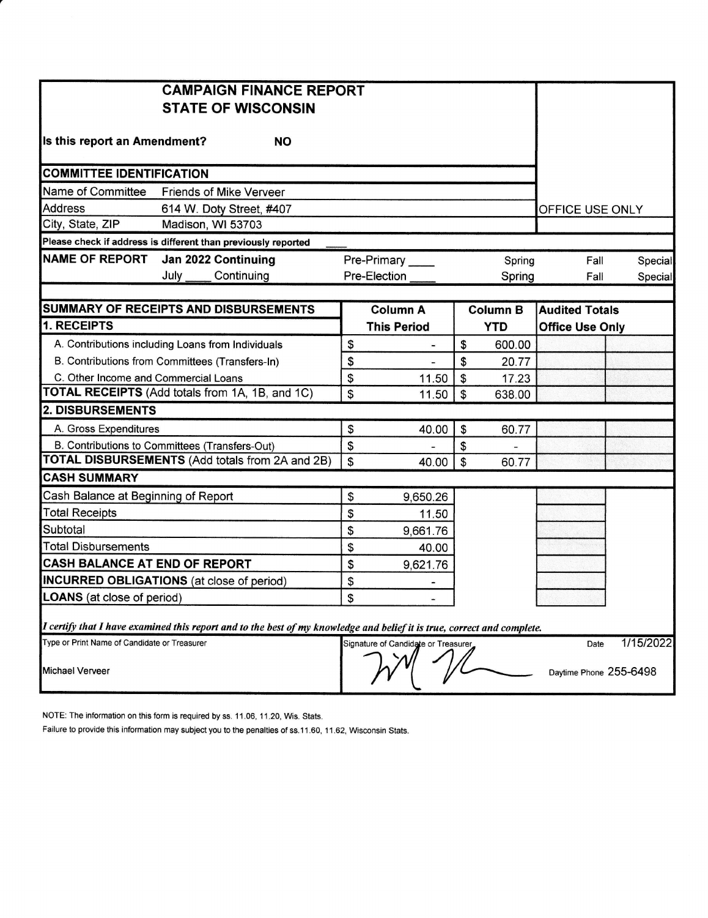# CAMPAIGN FINANCE REPORT
## STATE OF WISCONSIN

**Is this report an Amendment?** **NO**

OFFICE USE ONLY

| COMMITTEE IDENTIFICATION | |
|---|---|
| Name of Committee | Friends of Mike Verveer |
| Address | 614 W. Doty Street, #407 |
| City, State, ZIP | Madison, WI 53703 |

**Please check if address is different than previously reported** ____

| NAME OF REPORT | Jan 2022 Continuing | Pre-Primary ____ | Spring | Fall | Special |
|---|---|---|---|---|---|
| | July ____ Continuing | Pre-Election ____ | Spring | Fall | Special |

| SUMMARY OF RECEIPTS AND DISBURSEMENTS | Column A This Period | Column B YTD | Audited Totals Office Use Only |
|---|---|---|---|
| **1. RECEIPTS** | | | |
| A. Contributions including Loans from Individuals | $ - | $ 600.00 | |
| B. Contributions from Committees (Transfers-In) | $ - | $ 20.77 | |
| C. Other Income and Commercial Loans | $ 11.50 | $ 17.23 | |
| **TOTAL RECEIPTS** (Add totals from 1A, 1B, and 1C) | $ 11.50 | $ 638.00 | |
| **2. DISBURSEMENTS** | | | |
| A. Gross Expenditures | $ 40.00 | $ 60.77 | |
| B. Contributions to Committees (Transfers-Out) | $ - | $ - | |
| **TOTAL DISBURSEMENTS** (Add totals from 2A and 2B) | $ 40.00 | $ 60.77 | |

| CASH SUMMARY | |
|---|---|
| Cash Balance at Beginning of Report | $ 9,650.26 |
| Total Receipts | $ 11.50 |
| Subtotal | $ 9,661.76 |
| Total Disbursements | $ 40.00 |
| **CASH BALANCE AT END OF REPORT** | $ 9,621.76 |
| **INCURRED OBLIGATIONS** (at close of period) | $ - |
| **LOANS** (at close of period) | $ - |

*I certify that I have examined this report and to the best of my knowledge and belief it is true, correct and complete.*

| Type or Print Name of Candidate or Treasurer | Signature of Candidate or Treasurer | Date 1/15/2022 |
|---|---|---|
| Michael Verveer | | Daytime Phone 255-6498 |

NOTE: The information on this form is required by ss. 11.06, 11.20, Wis. Stats.

Failure to provide this information may subject you to the penalties of ss.11.60, 11.62, Wisconsin Stats.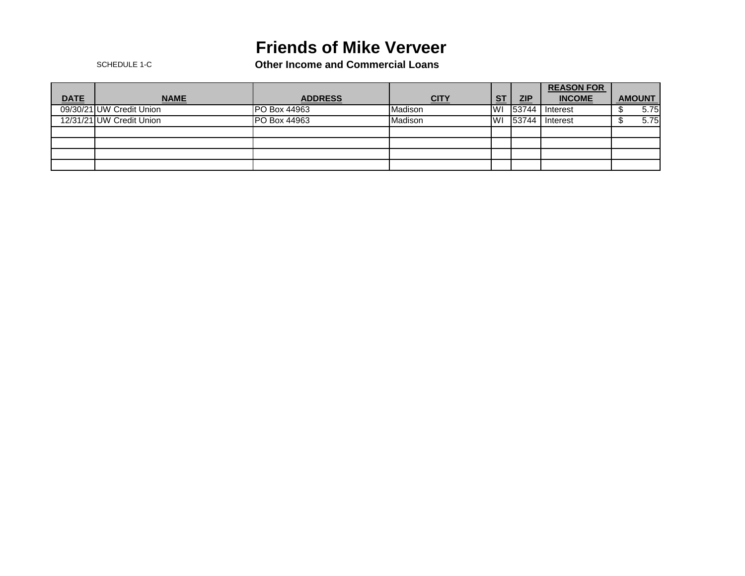# Friends of Mike Verveer

SCHEDULE 1-C

## Other Income and Commercial Loans

| DATE | NAME | ADDRESS | CITY | ST | ZIP | REASON FOR INCOME | AMOUNT |
|---|---|---|---|---|---|---|---|
| 09/30/21 | UW Credit Union | PO Box 44963 | Madison | WI | 53744 | Interest | $ 5.75 |
| 12/31/21 | UW Credit Union | PO Box 44963 | Madison | WI | 53744 | Interest | $ 5.75 |
| | | | | | | | |
| | | | | | | | |
| | | | | | | | |
| | | | | | | | |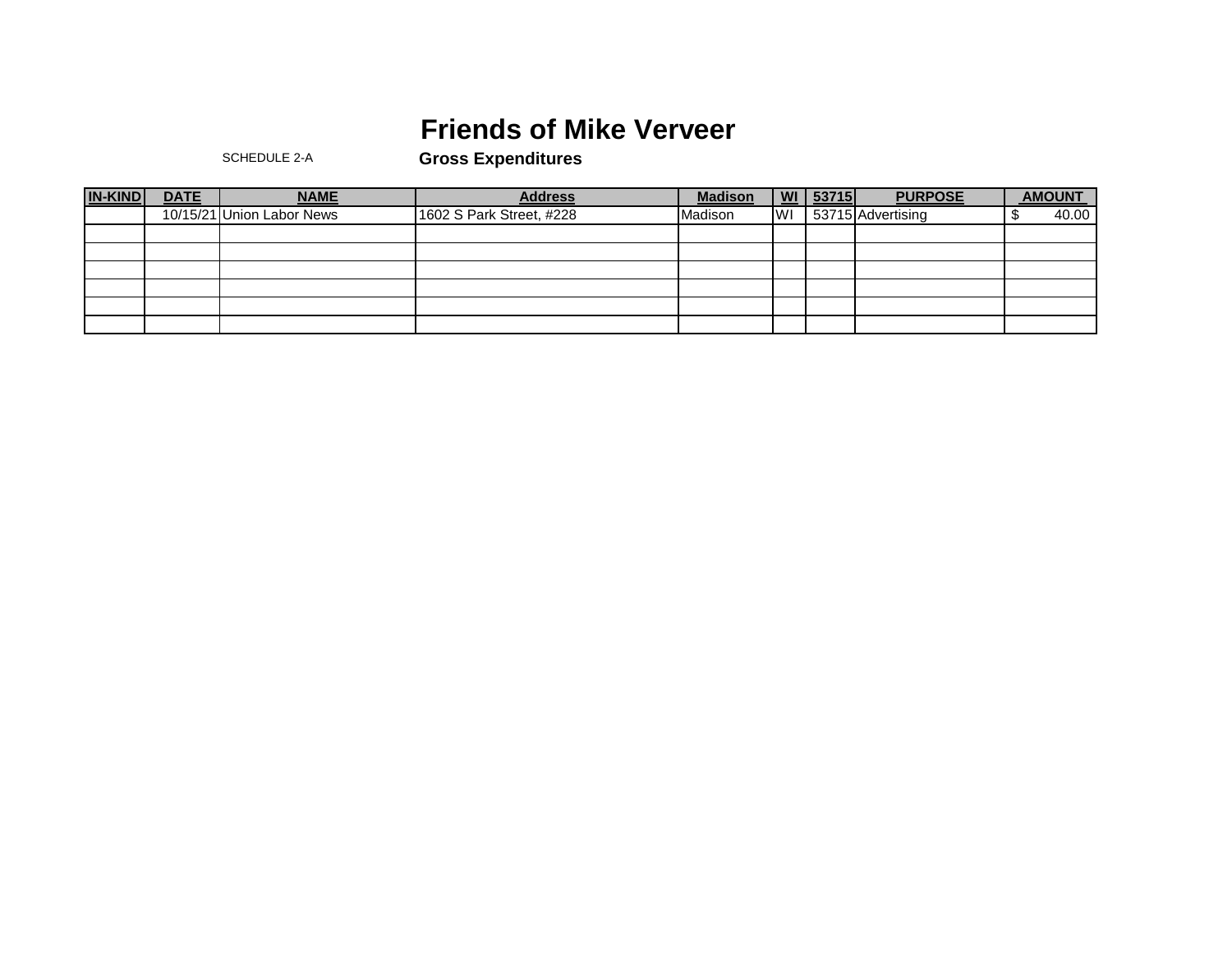# Friends of Mike Verveer

SCHEDULE 2-A

## Gross Expenditures

| IN-KIND | DATE | NAME | Address | Madison | WI | 53715 | PURPOSE | AMOUNT |
|---|---|---|---|---|---|---|---|---|
| | 10/15/21 | Union Labor News | 1602 S Park Street, #228 | Madison | WI | 53715 | Advertising | $ 40.00 |
| | | | | | | | | |
| | | | | | | | | |
| | | | | | | | | |
| | | | | | | | | |
| | | | | | | | | |
| | | | | | | | | |